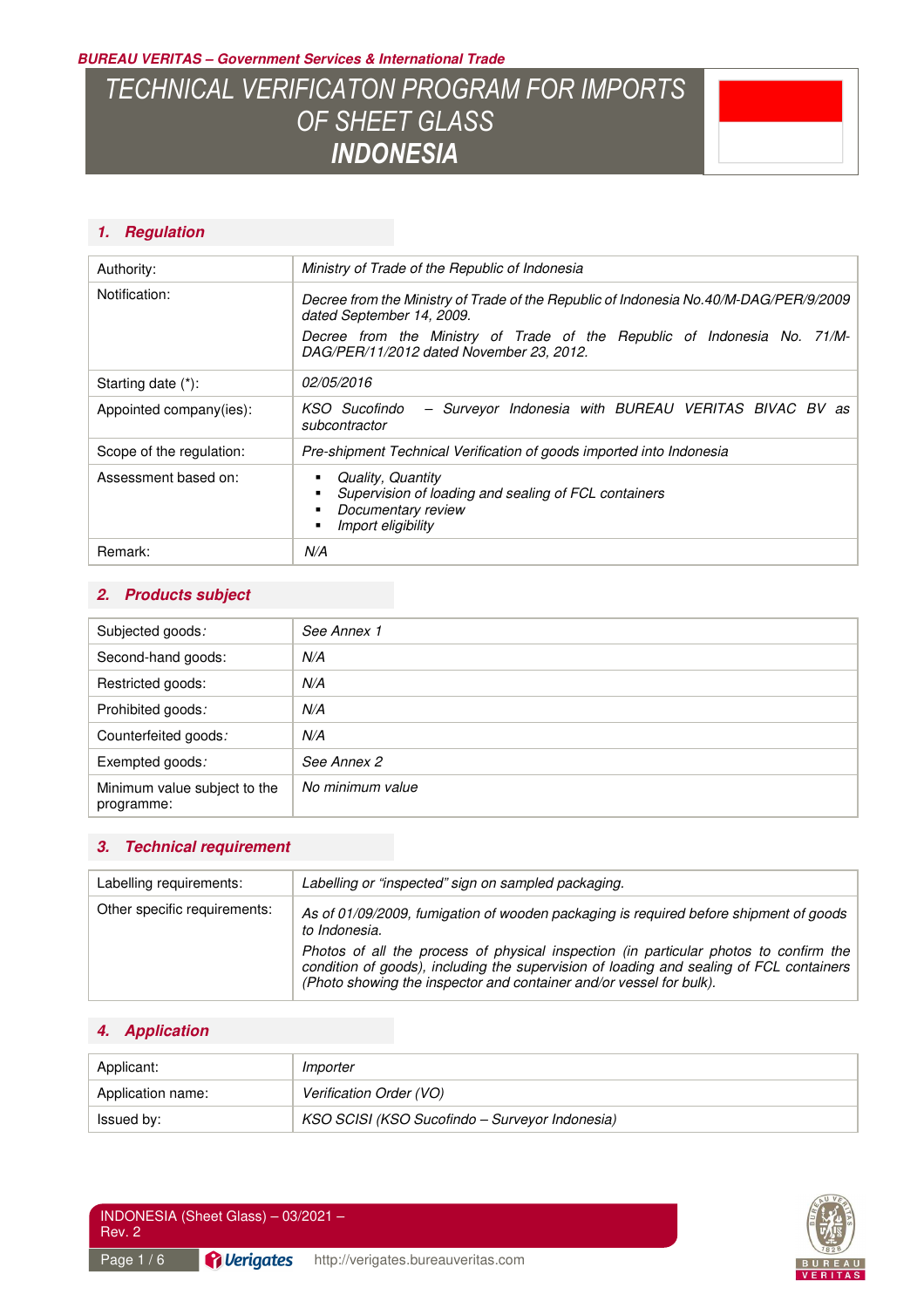BUREAU VERITAS – Government Services & International Trade

# TECHNICAL VERIFICATON PROGRAM FOR IMPORTS OF SHEET GLASS
# INDONESIA

## 1. Regulation

| | |
|---|---|
| Authority: | *Ministry of Trade of the Republic of Indonesia* |
| Notification: | *Decree from the Ministry of Trade of the Republic of Indonesia No.40/M-DAG/PER/9/2009 dated September 14, 2009.*<br>*Decree from the Ministry of Trade of the Republic of Indonesia No. 71/M-DAG/PER/11/2012 dated November 23, 2012.* |
| Starting date (*): | *02/05/2016* |
| Appointed company(ies): | *KSO Sucofindo – Surveyor Indonesia with BUREAU VERITAS BIVAC BV as subcontractor* |
| Scope of the regulation: | *Pre-shipment Technical Verification of goods imported into Indonesia* |
| Assessment based on: | ▪ *Quality, Quantity*<br>▪ *Supervision of loading and sealing of FCL containers*<br>▪ *Documentary review*<br>▪ *Import eligibility* |
| Remark: | *N/A* |

## 2. Products subject

| | |
|---|---|
| Subjected goods: | *See Annex 1* |
| Second-hand goods: | *N/A* |
| Restricted goods: | *N/A* |
| Prohibited goods: | *N/A* |
| Counterfeited goods: | *N/A* |
| Exempted goods: | *See Annex 2* |
| Minimum value subject to the programme: | *No minimum value* |

## 3. Technical requirement

| | |
|---|---|
| Labelling requirements: | *Labelling or "inspected" sign on sampled packaging.* |
| Other specific requirements: | *As of 01/09/2009, fumigation of wooden packaging is required before shipment of goods to Indonesia.*<br>*Photos of all the process of physical inspection (in particular photos to confirm the condition of goods), including the supervision of loading and sealing of FCL containers (Photo showing the inspector and container and/or vessel for bulk).* |

## 4. Application

| | |
|---|---|
| Applicant: | *Importer* |
| Application name: | *Verification Order (VO)* |
| Issued by: | *KSO SCISI (KSO Sucofindo – Surveyor Indonesia)* |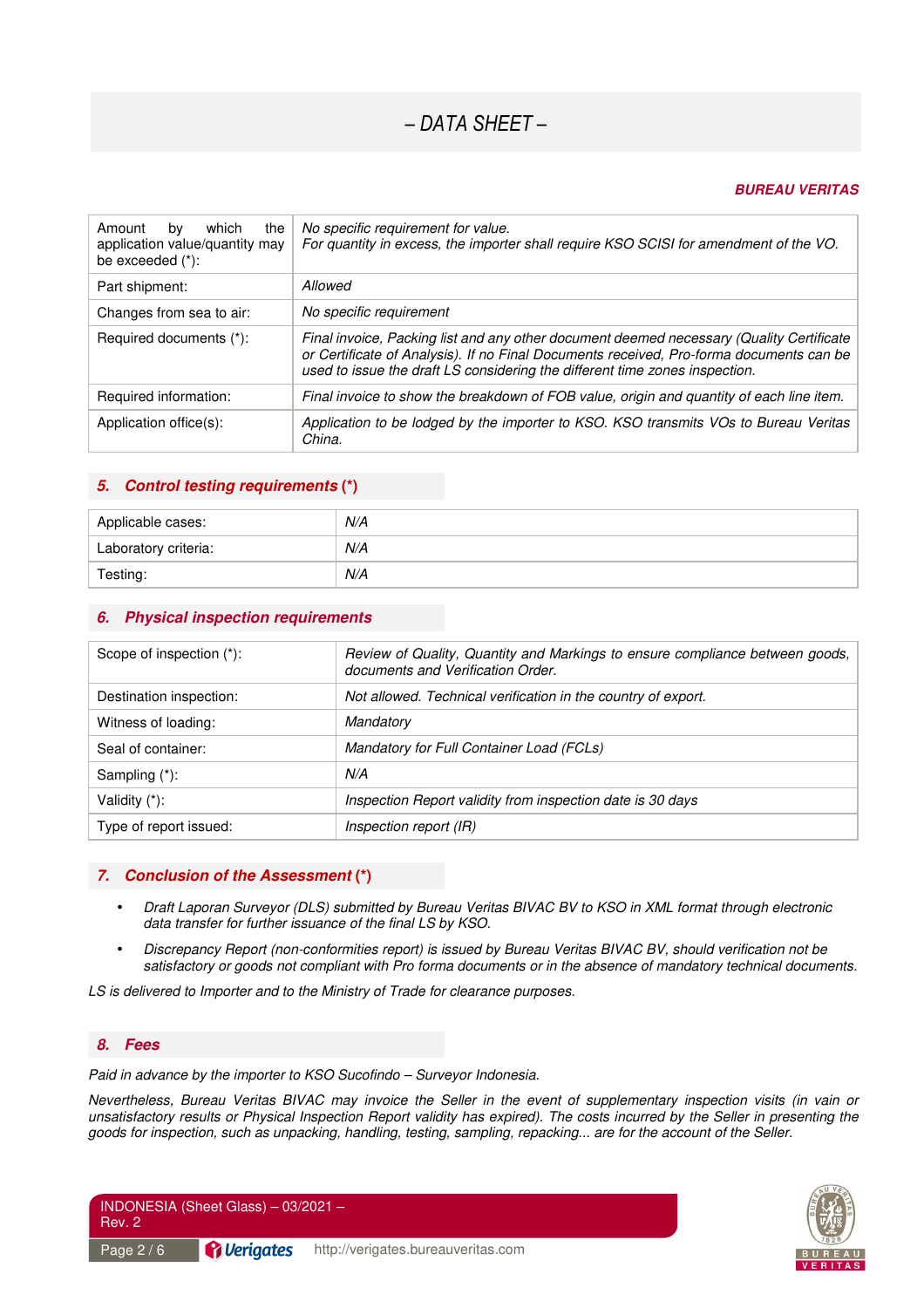# – DATA SHEET –

***BUREAU VERITAS***

| | |
|---|---|
| Amount by which the application value/quantity may be exceeded (*): | *No specific requirement for value.* *For quantity in excess, the importer shall require KSO SCISI for amendment of the VO.* |
| Part shipment: | *Allowed* |
| Changes from sea to air: | *No specific requirement* |
| Required documents (*): | *Final invoice, Packing list and any other document deemed necessary (Quality Certificate or Certificate of Analysis). If no Final Documents received, Pro-forma documents can be used to issue the draft LS considering the different time zones inspection.* |
| Required information: | *Final invoice to show the breakdown of FOB value, origin and quantity of each line item.* |
| Application office(s): | *Application to be lodged by the importer to KSO. KSO transmits VOs to Bureau Veritas China.* |

## *5. Control testing requirements (*)*

| | |
|---|---|
| Applicable cases: | *N/A* |
| Laboratory criteria: | *N/A* |
| Testing: | *N/A* |

## *6. Physical inspection requirements*

| | |
|---|---|
| Scope of inspection (*): | *Review of Quality, Quantity and Markings to ensure compliance between goods, documents and Verification Order.* |
| Destination inspection: | *Not allowed. Technical verification in the country of export.* |
| Witness of loading: | *Mandatory* |
| Seal of container: | *Mandatory for Full Container Load (FCLs)* |
| Sampling (*): | *N/A* |
| Validity (*): | *Inspection Report validity from inspection date is 30 days* |
| Type of report issued: | *Inspection report (IR)* |

## *7. Conclusion of the Assessment (*)*

- *Draft Laporan Surveyor (DLS) submitted by Bureau Veritas BIVAC BV to KSO in XML format through electronic data transfer for further issuance of the final LS by KSO.*
- *Discrepancy Report (non-conformities report) is issued by Bureau Veritas BIVAC BV, should verification not be satisfactory or goods not compliant with Pro forma documents or in the absence of mandatory technical documents.*

*LS is delivered to Importer and to the Ministry of Trade for clearance purposes.*

## *8. Fees*

*Paid in advance by the importer to KSO Sucofindo – Surveyor Indonesia.*

*Nevertheless, Bureau Veritas BIVAC may invoice the Seller in the event of supplementary inspection visits (in vain or unsatisfactory results or Physical Inspection Report validity has expired). The costs incurred by the Seller in presenting the goods for inspection, such as unpacking, handling, testing, sampling, repacking... are for the account of the Seller.*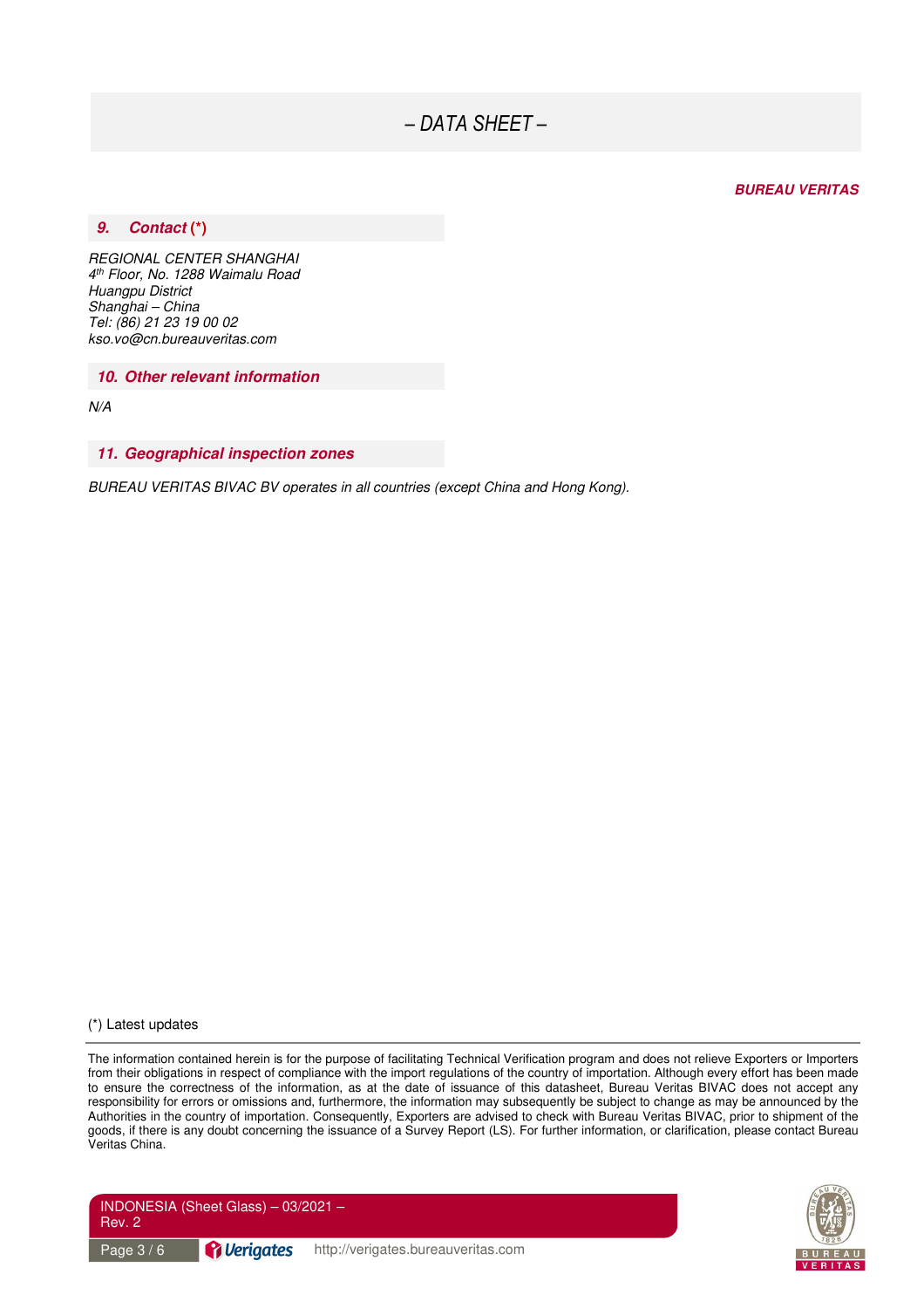*BUREAU VERITAS*

## *9. Contact (*)*

*REGIONAL CENTER SHANGHAI*
*4th Floor, No. 1288 Waimalu Road*
*Huangpu District*
*Shanghai – China*
*Tel: (86) 21 23 19 00 02*
*kso.vo@cn.bureauveritas.com*

## *10. Other relevant information*

*N/A*

## *11. Geographical inspection zones*

*BUREAU VERITAS BIVAC BV operates in all countries (except China and Hong Kong).*

(*) Latest updates

The information contained herein is for the purpose of facilitating Technical Verification program and does not relieve Exporters or Importers from their obligations in respect of compliance with the import regulations of the country of importation. Although every effort has been made to ensure the correctness of the information, as at the date of issuance of this datasheet, Bureau Veritas BIVAC does not accept any responsibility for errors or omissions and, furthermore, the information may subsequently be subject to change as may be announced by the Authorities in the country of importation. Consequently, Exporters are advised to check with Bureau Veritas BIVAC, prior to shipment of the goods, if there is any doubt concerning the issuance of a Survey Report (LS). For further information, or clarification, please contact Bureau Veritas China.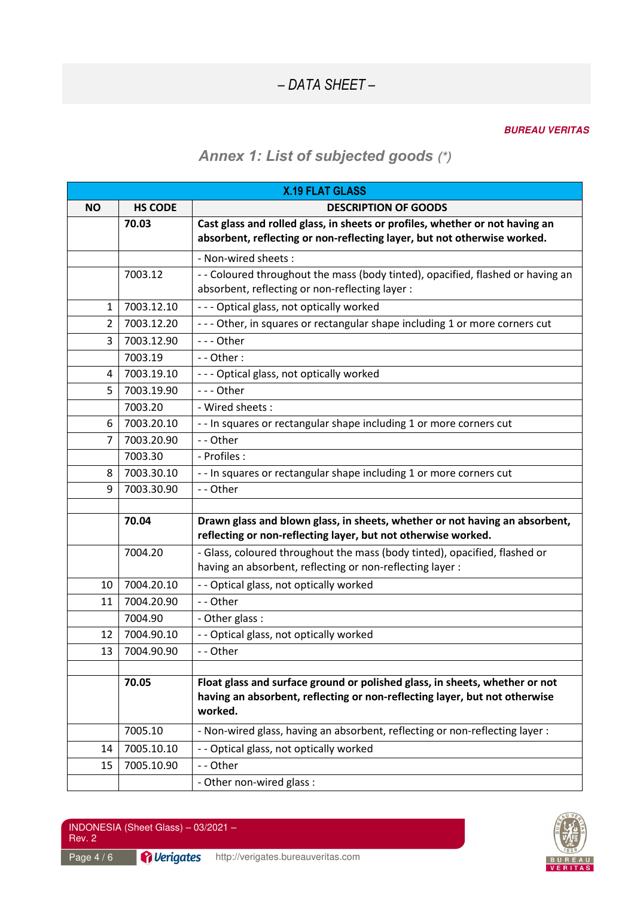– *DATA SHEET* –

***BUREAU VERITAS***

## *Annex 1: List of subjected goods (*)*

| X.19 FLAT GLASS | | |
|---|---|---|
| **NO** | **HS CODE** | **DESCRIPTION OF GOODS** |
| | **70.03** | **Cast glass and rolled glass, in sheets or profiles, whether or not having an absorbent, reflecting or non-reflecting layer, but not otherwise worked.** |
| | | - Non-wired sheets : |
| | 7003.12 | - - Coloured throughout the mass (body tinted), opacified, flashed or having an absorbent, reflecting or non-reflecting layer : |
| 1 | 7003.12.10 | - - - Optical glass, not optically worked |
| 2 | 7003.12.20 | - - - Other, in squares or rectangular shape including 1 or more corners cut |
| 3 | 7003.12.90 | - - - Other |
| | 7003.19 | - - Other : |
| 4 | 7003.19.10 | - - - Optical glass, not optically worked |
| 5 | 7003.19.90 | - - - Other |
| | 7003.20 | - Wired sheets : |
| 6 | 7003.20.10 | - - In squares or rectangular shape including 1 or more corners cut |
| 7 | 7003.20.90 | - - Other |
| | 7003.30 | - Profiles : |
| 8 | 7003.30.10 | - - In squares or rectangular shape including 1 or more corners cut |
| 9 | 7003.30.90 | - - Other |
| | | |
| | **70.04** | **Drawn glass and blown glass, in sheets, whether or not having an absorbent, reflecting or non-reflecting layer, but not otherwise worked.** |
| | 7004.20 | - Glass, coloured throughout the mass (body tinted), opacified, flashed or having an absorbent, reflecting or non-reflecting layer : |
| 10 | 7004.20.10 | - - Optical glass, not optically worked |
| 11 | 7004.20.90 | - - Other |
| | 7004.90 | - Other glass : |
| 12 | 7004.90.10 | - - Optical glass, not optically worked |
| 13 | 7004.90.90 | - - Other |
| | | |
| | **70.05** | **Float glass and surface ground or polished glass, in sheets, whether or not having an absorbent, reflecting or non-reflecting layer, but not otherwise worked.** |
| | 7005.10 | - Non-wired glass, having an absorbent, reflecting or non-reflecting layer : |
| 14 | 7005.10.10 | - - Optical glass, not optically worked |
| 15 | 7005.10.90 | - - Other |
| | | - Other non-wired glass : |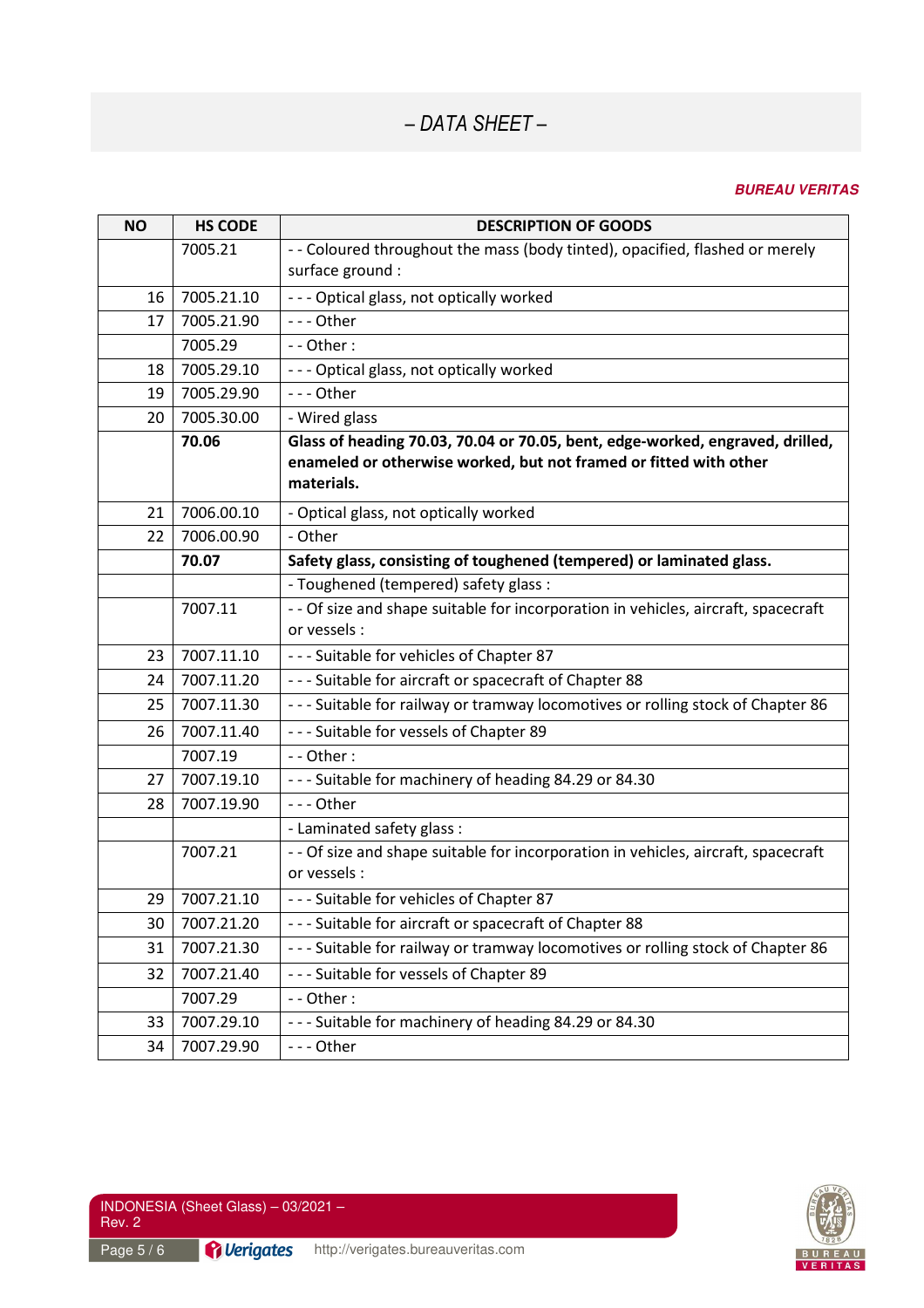*– DATA SHEET –*

***BUREAU VERITAS***

| NO | HS CODE | DESCRIPTION OF GOODS |
|---|---|---|
| | 7005.21 | - - Coloured throughout the mass (body tinted), opacified, flashed or merely surface ground : |
| 16 | 7005.21.10 | - - - Optical glass, not optically worked |
| 17 | 7005.21.90 | - - - Other |
| | 7005.29 | - - Other : |
| 18 | 7005.29.10 | - - - Optical glass, not optically worked |
| 19 | 7005.29.90 | - - - Other |
| 20 | 7005.30.00 | - Wired glass |
| | **70.06** | **Glass of heading 70.03, 70.04 or 70.05, bent, edge-worked, engraved, drilled, enameled or otherwise worked, but not framed or fitted with other materials.** |
| 21 | 7006.00.10 | - Optical glass, not optically worked |
| 22 | 7006.00.90 | - Other |
| | **70.07** | **Safety glass, consisting of toughened (tempered) or laminated glass.** |
| | | - Toughened (tempered) safety glass : |
| | 7007.11 | - - Of size and shape suitable for incorporation in vehicles, aircraft, spacecraft or vessels : |
| 23 | 7007.11.10 | - - - Suitable for vehicles of Chapter 87 |
| 24 | 7007.11.20 | - - - Suitable for aircraft or spacecraft of Chapter 88 |
| 25 | 7007.11.30 | - - - Suitable for railway or tramway locomotives or rolling stock of Chapter 86 |
| 26 | 7007.11.40 | - - - Suitable for vessels of Chapter 89 |
| | 7007.19 | - - Other : |
| 27 | 7007.19.10 | - - - Suitable for machinery of heading 84.29 or 84.30 |
| 28 | 7007.19.90 | - - - Other |
| | | - Laminated safety glass : |
| | 7007.21 | - - Of size and shape suitable for incorporation in vehicles, aircraft, spacecraft or vessels : |
| 29 | 7007.21.10 | - - - Suitable for vehicles of Chapter 87 |
| 30 | 7007.21.20 | - - - Suitable for aircraft or spacecraft of Chapter 88 |
| 31 | 7007.21.30 | - - - Suitable for railway or tramway locomotives or rolling stock of Chapter 86 |
| 32 | 7007.21.40 | - - - Suitable for vessels of Chapter 89 |
| | 7007.29 | - - Other : |
| 33 | 7007.29.10 | - - - Suitable for machinery of heading 84.29 or 84.30 |
| 34 | 7007.29.90 | - - - Other |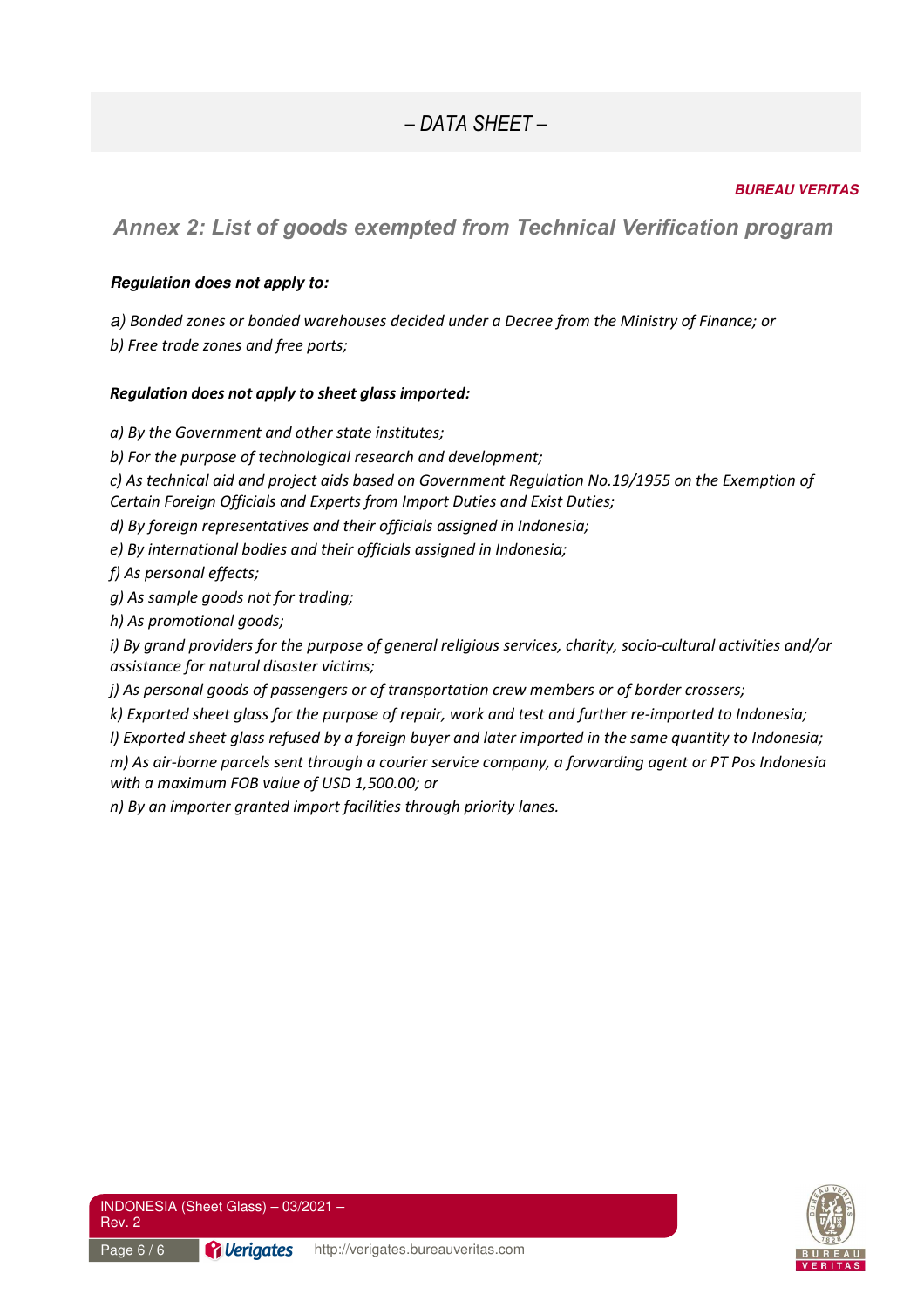# – DATA SHEET –

***BUREAU VERITAS***

## *Annex 2: List of goods exempted from Technical Verification program*

***Regulation does not apply to:***

*a) Bonded zones or bonded warehouses decided under a Decree from the Ministry of Finance; or*
*b) Free trade zones and free ports;*

***Regulation does not apply to sheet glass imported:***

*a) By the Government and other state institutes;*
*b) For the purpose of technological research and development;*
*c) As technical aid and project aids based on Government Regulation No.19/1955 on the Exemption of Certain Foreign Officials and Experts from Import Duties and Exist Duties;*
*d) By foreign representatives and their officials assigned in Indonesia;*
*e) By international bodies and their officials assigned in Indonesia;*
*f) As personal effects;*
*g) As sample goods not for trading;*
*h) As promotional goods;*
*i) By grand providers for the purpose of general religious services, charity, socio-cultural activities and/or assistance for natural disaster victims;*
*j) As personal goods of passengers or of transportation crew members or of border crossers;*
*k) Exported sheet glass for the purpose of repair, work and test and further re-imported to Indonesia;*
*l) Exported sheet glass refused by a foreign buyer and later imported in the same quantity to Indonesia;*
*m) As air-borne parcels sent through a courier service company, a forwarding agent or PT Pos Indonesia with a maximum FOB value of USD 1,500.00; or*
*n) By an importer granted import facilities through priority lanes.*